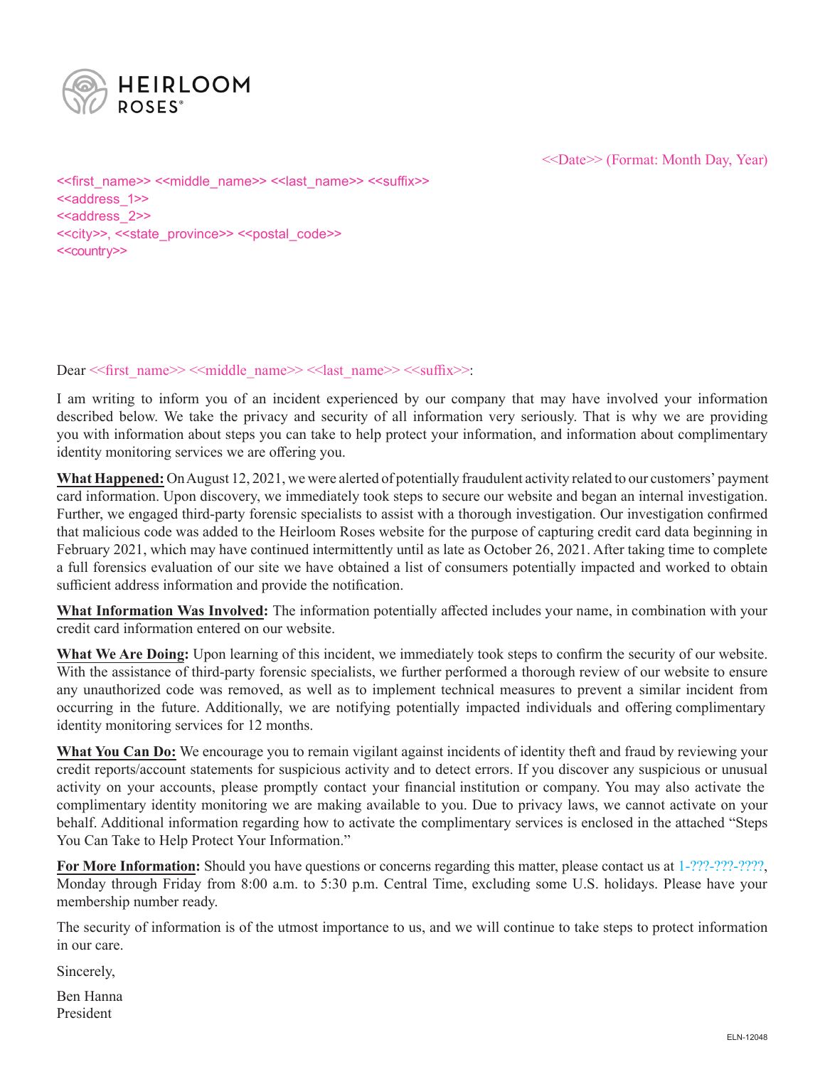HEIRLOOM ROSES®

<<Date>> (Format: Month Day, Year)

<<first_name>> <<middle_name>> <<last_name>> <<suffix>>
<<address_1>>
<<address_2>>
<<city>>, <<state_province>> <<postal_code>>
<<country>>

Dear <<first_name>> <<middle_name>> <<last_name>> <<suffix>>:

I am writing to inform you of an incident experienced by our company that may have involved your information described below. We take the privacy and security of all information very seriously. That is why we are providing you with information about steps you can take to help protect your information, and information about complimentary identity monitoring services we are offering you.

**What Happened:** On August 12, 2021, we were alerted of potentially fraudulent activity related to our customers' payment card information. Upon discovery, we immediately took steps to secure our website and began an internal investigation. Further, we engaged third-party forensic specialists to assist with a thorough investigation. Our investigation confirmed that malicious code was added to the Heirloom Roses website for the purpose of capturing credit card data beginning in February 2021, which may have continued intermittently until as late as October 26, 2021. After taking time to complete a full forensics evaluation of our site we have obtained a list of consumers potentially impacted and worked to obtain sufficient address information and provide the notification.

**What Information Was Involved:** The information potentially affected includes your name, in combination with your credit card information entered on our website.

**What We Are Doing:** Upon learning of this incident, we immediately took steps to confirm the security of our website. With the assistance of third-party forensic specialists, we further performed a thorough review of our website to ensure any unauthorized code was removed, as well as to implement technical measures to prevent a similar incident from occurring in the future. Additionally, we are notifying potentially impacted individuals and offering complimentary identity monitoring services for 12 months.

**What You Can Do:** We encourage you to remain vigilant against incidents of identity theft and fraud by reviewing your credit reports/account statements for suspicious activity and to detect errors. If you discover any suspicious or unusual activity on your accounts, please promptly contact your financial institution or company. You may also activate the complimentary identity monitoring we are making available to you. Due to privacy laws, we cannot activate on your behalf. Additional information regarding how to activate the complimentary services is enclosed in the attached "Steps You Can Take to Help Protect Your Information."

**For More Information:** Should you have questions or concerns regarding this matter, please contact us at 1-???-???-????, Monday through Friday from 8:00 a.m. to 5:30 p.m. Central Time, excluding some U.S. holidays. Please have your membership number ready.

The security of information is of the utmost importance to us, and we will continue to take steps to protect information in our care.

Sincerely,

Ben Hanna
President

ELN-12048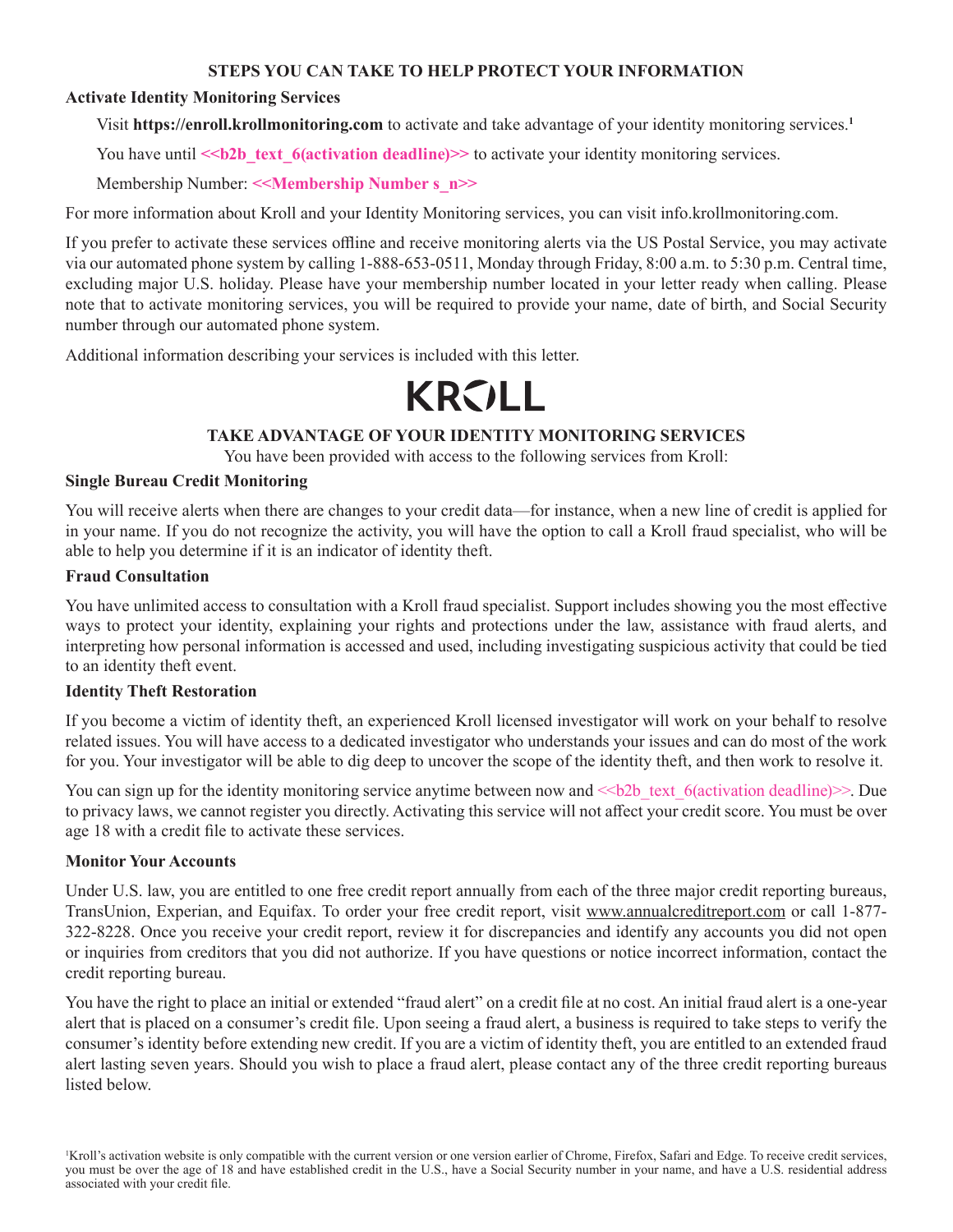## STEPS YOU CAN TAKE TO HELP PROTECT YOUR INFORMATION

**Activate Identity Monitoring Services**

Visit **https://enroll.krollmonitoring.com** to activate and take advantage of your identity monitoring services.[1]

You have until **<<b2b_text_6(activation deadline)>>** to activate your identity monitoring services.

Membership Number: **<<Membership Number s_n>>**

For more information about Kroll and your Identity Monitoring services, you can visit info.krollmonitoring.com.

If you prefer to activate these services offline and receive monitoring alerts via the US Postal Service, you may activate via our automated phone system by calling 1-888-653-0511, Monday through Friday, 8:00 a.m. to 5:30 p.m. Central time, excluding major U.S. holiday. Please have your membership number located in your letter ready when calling. Please note that to activate monitoring services, you will be required to provide your name, date of birth, and Social Security number through our automated phone system.

Additional information describing your services is included with this letter.

KROLL

## TAKE ADVANTAGE OF YOUR IDENTITY MONITORING SERVICES

You have been provided with access to the following services from Kroll:

**Single Bureau Credit Monitoring**

You will receive alerts when there are changes to your credit data—for instance, when a new line of credit is applied for in your name. If you do not recognize the activity, you will have the option to call a Kroll fraud specialist, who will be able to help you determine if it is an indicator of identity theft.

**Fraud Consultation**

You have unlimited access to consultation with a Kroll fraud specialist. Support includes showing you the most effective ways to protect your identity, explaining your rights and protections under the law, assistance with fraud alerts, and interpreting how personal information is accessed and used, including investigating suspicious activity that could be tied to an identity theft event.

**Identity Theft Restoration**

If you become a victim of identity theft, an experienced Kroll licensed investigator will work on your behalf to resolve related issues. You will have access to a dedicated investigator who understands your issues and can do most of the work for you. Your investigator will be able to dig deep to uncover the scope of the identity theft, and then work to resolve it.

You can sign up for the identity monitoring service anytime between now and <<b2b_text_6(activation deadline)>>. Due to privacy laws, we cannot register you directly. Activating this service will not affect your credit score. You must be over age 18 with a credit file to activate these services.

**Monitor Your Accounts**

Under U.S. law, you are entitled to one free credit report annually from each of the three major credit reporting bureaus, TransUnion, Experian, and Equifax. To order your free credit report, visit www.annualcreditreport.com or call 1-877-322-8228. Once you receive your credit report, review it for discrepancies and identify any accounts you did not open or inquiries from creditors that you did not authorize. If you have questions or notice incorrect information, contact the credit reporting bureau.

You have the right to place an initial or extended "fraud alert" on a credit file at no cost. An initial fraud alert is a one-year alert that is placed on a consumer's credit file. Upon seeing a fraud alert, a business is required to take steps to verify the consumer's identity before extending new credit. If you are a victim of identity theft, you are entitled to an extended fraud alert lasting seven years. Should you wish to place a fraud alert, please contact any of the three credit reporting bureaus listed below.

[1]Kroll's activation website is only compatible with the current version or one version earlier of Chrome, Firefox, Safari and Edge. To receive credit services, you must be over the age of 18 and have established credit in the U.S., have a Social Security number in your name, and have a U.S. residential address associated with your credit file.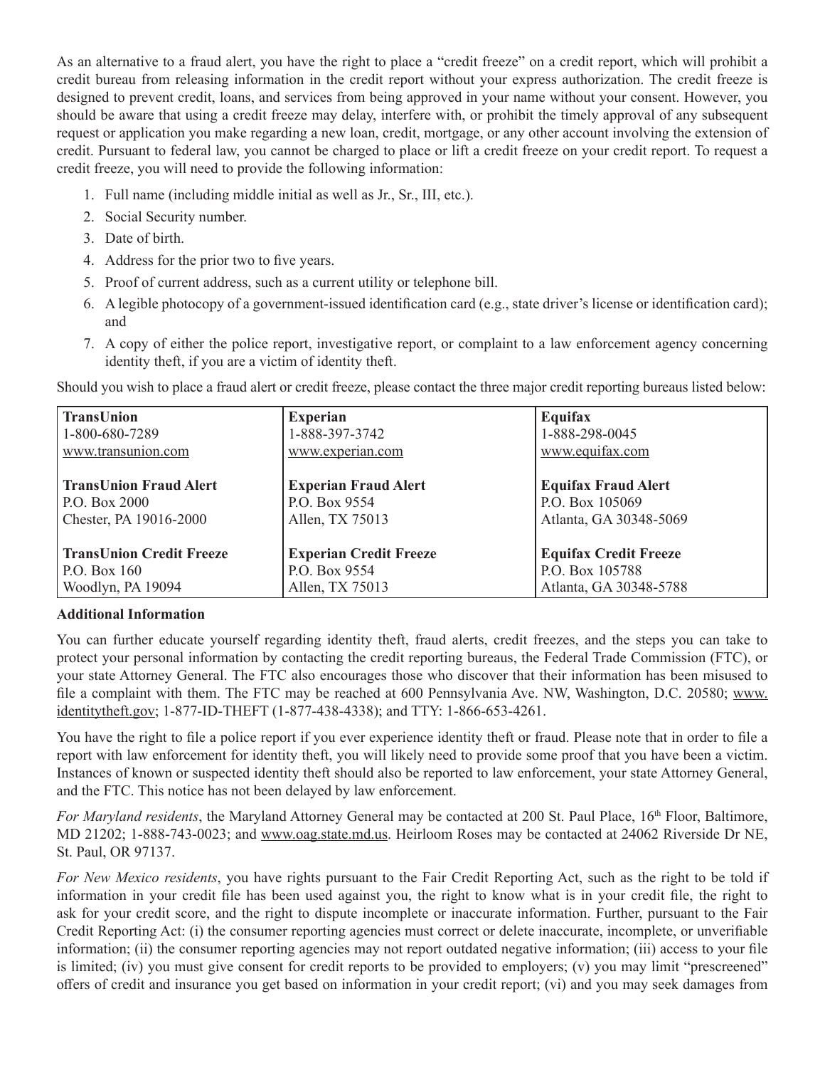As an alternative to a fraud alert, you have the right to place a "credit freeze" on a credit report, which will prohibit a credit bureau from releasing information in the credit report without your express authorization. The credit freeze is designed to prevent credit, loans, and services from being approved in your name without your consent. However, you should be aware that using a credit freeze may delay, interfere with, or prohibit the timely approval of any subsequent request or application you make regarding a new loan, credit, mortgage, or any other account involving the extension of credit. Pursuant to federal law, you cannot be charged to place or lift a credit freeze on your credit report. To request a credit freeze, you will need to provide the following information:

1. Full name (including middle initial as well as Jr., Sr., III, etc.).
2. Social Security number.
3. Date of birth.
4. Address for the prior two to five years.
5. Proof of current address, such as a current utility or telephone bill.
6. A legible photocopy of a government-issued identification card (e.g., state driver's license or identification card); and
7. A copy of either the police report, investigative report, or complaint to a law enforcement agency concerning identity theft, if you are a victim of identity theft.

Should you wish to place a fraud alert or credit freeze, please contact the three major credit reporting bureaus listed below:

| TransUnion | Experian | Equifax |
|---|---|---|
| 1-800-680-7289<br>www.transunion.com | 1-888-397-3742<br>www.experian.com | 1-888-298-0045<br>www.equifax.com |
| **TransUnion Fraud Alert**<br>P.O. Box 2000<br>Chester, PA 19016-2000 | **Experian Fraud Alert**<br>P.O. Box 9554<br>Allen, TX 75013 | **Equifax Fraud Alert**<br>P.O. Box 105069<br>Atlanta, GA 30348-5069 |
| **TransUnion Credit Freeze**<br>P.O. Box 160<br>Woodlyn, PA 19094 | **Experian Credit Freeze**<br>P.O. Box 9554<br>Allen, TX 75013 | **Equifax Credit Freeze**<br>P.O. Box 105788<br>Atlanta, GA 30348-5788 |

**Additional Information**

You can further educate yourself regarding identity theft, fraud alerts, credit freezes, and the steps you can take to protect your personal information by contacting the credit reporting bureaus, the Federal Trade Commission (FTC), or your state Attorney General. The FTC also encourages those who discover that their information has been misused to file a complaint with them. The FTC may be reached at 600 Pennsylvania Ave. NW, Washington, D.C. 20580; www.identitytheft.gov; 1-877-ID-THEFT (1-877-438-4338); and TTY: 1-866-653-4261.

You have the right to file a police report if you ever experience identity theft or fraud. Please note that in order to file a report with law enforcement for identity theft, you will likely need to provide some proof that you have been a victim. Instances of known or suspected identity theft should also be reported to law enforcement, your state Attorney General, and the FTC. This notice has not been delayed by law enforcement.

*For Maryland residents*, the Maryland Attorney General may be contacted at 200 St. Paul Place, 16th Floor, Baltimore, MD 21202; 1-888-743-0023; and www.oag.state.md.us. Heirloom Roses may be contacted at 24062 Riverside Dr NE, St. Paul, OR 97137.

*For New Mexico residents*, you have rights pursuant to the Fair Credit Reporting Act, such as the right to be told if information in your credit file has been used against you, the right to know what is in your credit file, the right to ask for your credit score, and the right to dispute incomplete or inaccurate information. Further, pursuant to the Fair Credit Reporting Act: (i) the consumer reporting agencies must correct or delete inaccurate, incomplete, or unverifiable information; (ii) the consumer reporting agencies may not report outdated negative information; (iii) access to your file is limited; (iv) you must give consent for credit reports to be provided to employers; (v) you may limit "prescreened" offers of credit and insurance you get based on information in your credit report; (vi) and you may seek damages from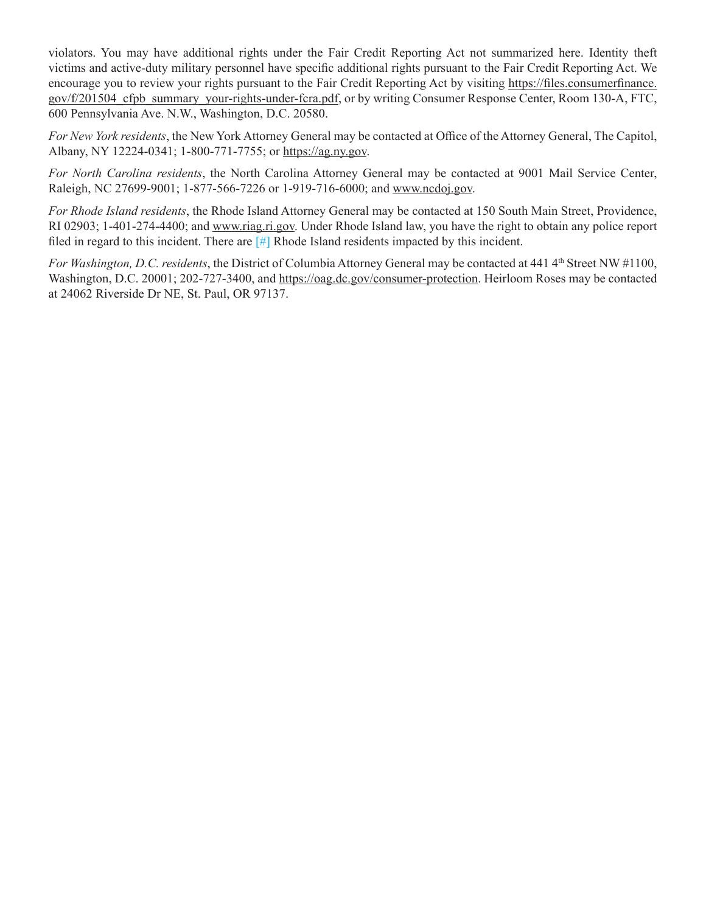violators. You may have additional rights under the Fair Credit Reporting Act not summarized here. Identity theft victims and active-duty military personnel have specific additional rights pursuant to the Fair Credit Reporting Act. We encourage you to review your rights pursuant to the Fair Credit Reporting Act by visiting https://files.consumerfinance.gov/f/201504_cfpb_summary_your-rights-under-fcra.pdf, or by writing Consumer Response Center, Room 130-A, FTC, 600 Pennsylvania Ave. N.W., Washington, D.C. 20580.

*For New York residents*, the New York Attorney General may be contacted at Office of the Attorney General, The Capitol, Albany, NY 12224-0341; 1-800-771-7755; or https://ag.ny.gov.

*For North Carolina residents*, the North Carolina Attorney General may be contacted at 9001 Mail Service Center, Raleigh, NC 27699-9001; 1-877-566-7226 or 1-919-716-6000; and www.ncdoj.gov.

*For Rhode Island residents*, the Rhode Island Attorney General may be contacted at 150 South Main Street, Providence, RI 02903; 1-401-274-4400; and www.riag.ri.gov. Under Rhode Island law, you have the right to obtain any police report filed in regard to this incident. There are [#] Rhode Island residents impacted by this incident.

*For Washington, D.C. residents*, the District of Columbia Attorney General may be contacted at 441 4th Street NW #1100, Washington, D.C. 20001; 202-727-3400, and https://oag.dc.gov/consumer-protection. Heirloom Roses may be contacted at 24062 Riverside Dr NE, St. Paul, OR 97137.